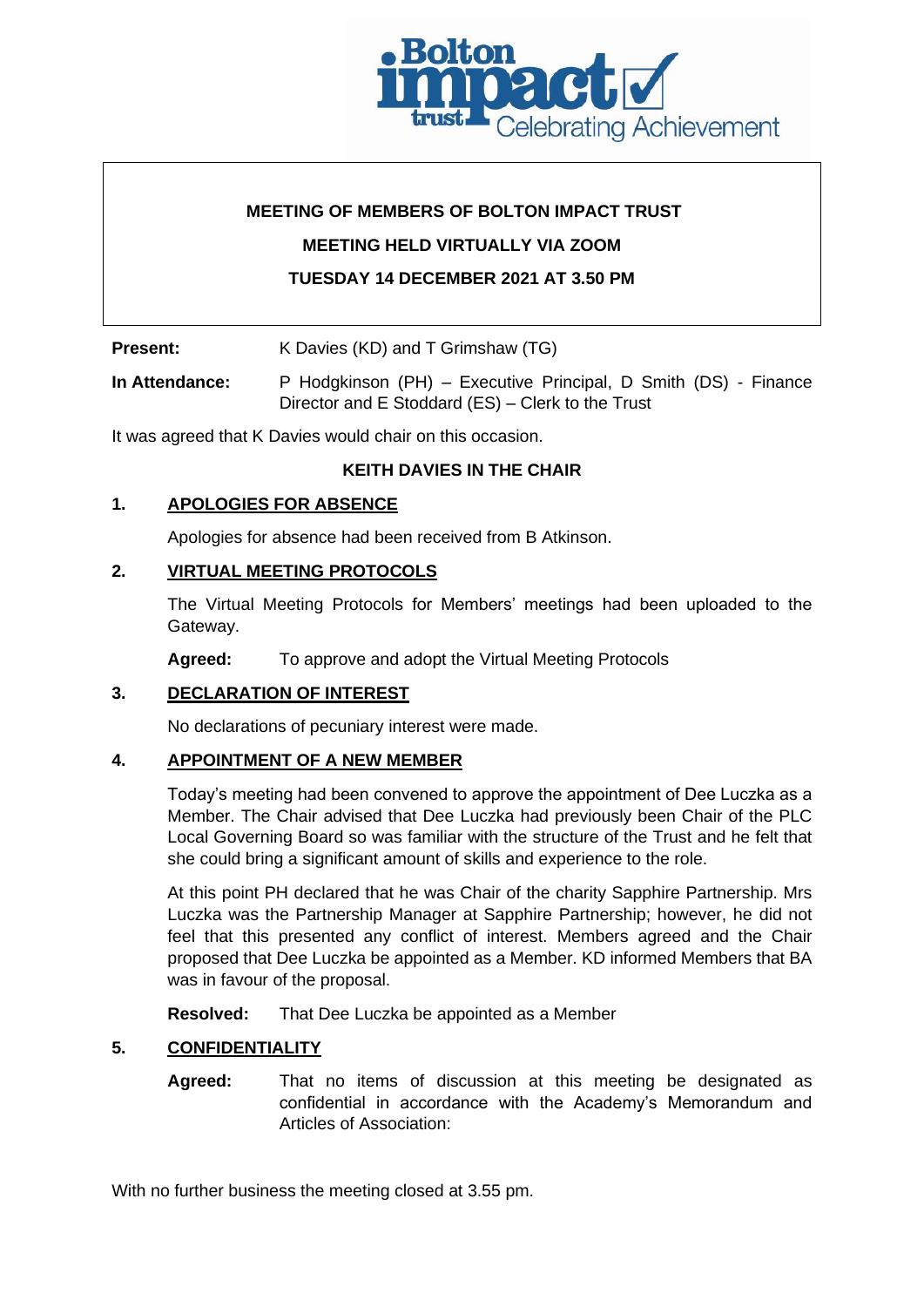**MEETING OF MEMBERS OF BOLTON IMPACT TRUST**

**MEETING HELD VIRTUALLY VIA ZOOM**

**TUESDAY 14 DECEMBER 2021 AT 3.50 PM**

**Present:** K Davies (KD) and T Grimshaw (TG)

**In Attendance:** P Hodgkinson (PH) – Executive Principal, D Smith (DS) - Finance Director and E Stoddard (ES) – Clerk to the Trust

It was agreed that K Davies would chair on this occasion.

**KEITH DAVIES IN THE CHAIR**

## 1. APOLOGIES FOR ABSENCE

Apologies for absence had been received from B Atkinson.

## 2. VIRTUAL MEETING PROTOCOLS

The Virtual Meeting Protocols for Members' meetings had been uploaded to the Gateway.

**Agreed:** To approve and adopt the Virtual Meeting Protocols

## 3. DECLARATION OF INTEREST

No declarations of pecuniary interest were made.

## 4. APPOINTMENT OF A NEW MEMBER

Today's meeting had been convened to approve the appointment of Dee Luczka as a Member. The Chair advised that Dee Luczka had previously been Chair of the PLC Local Governing Board so was familiar with the structure of the Trust and he felt that she could bring a significant amount of skills and experience to the role.

At this point PH declared that he was Chair of the charity Sapphire Partnership. Mrs Luczka was the Partnership Manager at Sapphire Partnership; however, he did not feel that this presented any conflict of interest. Members agreed and the Chair proposed that Dee Luczka be appointed as a Member. KD informed Members that BA was in favour of the proposal.

**Resolved:** That Dee Luczka be appointed as a Member

## 5. CONFIDENTIALITY

**Agreed:** That no items of discussion at this meeting be designated as confidential in accordance with the Academy's Memorandum and Articles of Association:

With no further business the meeting closed at 3.55 pm.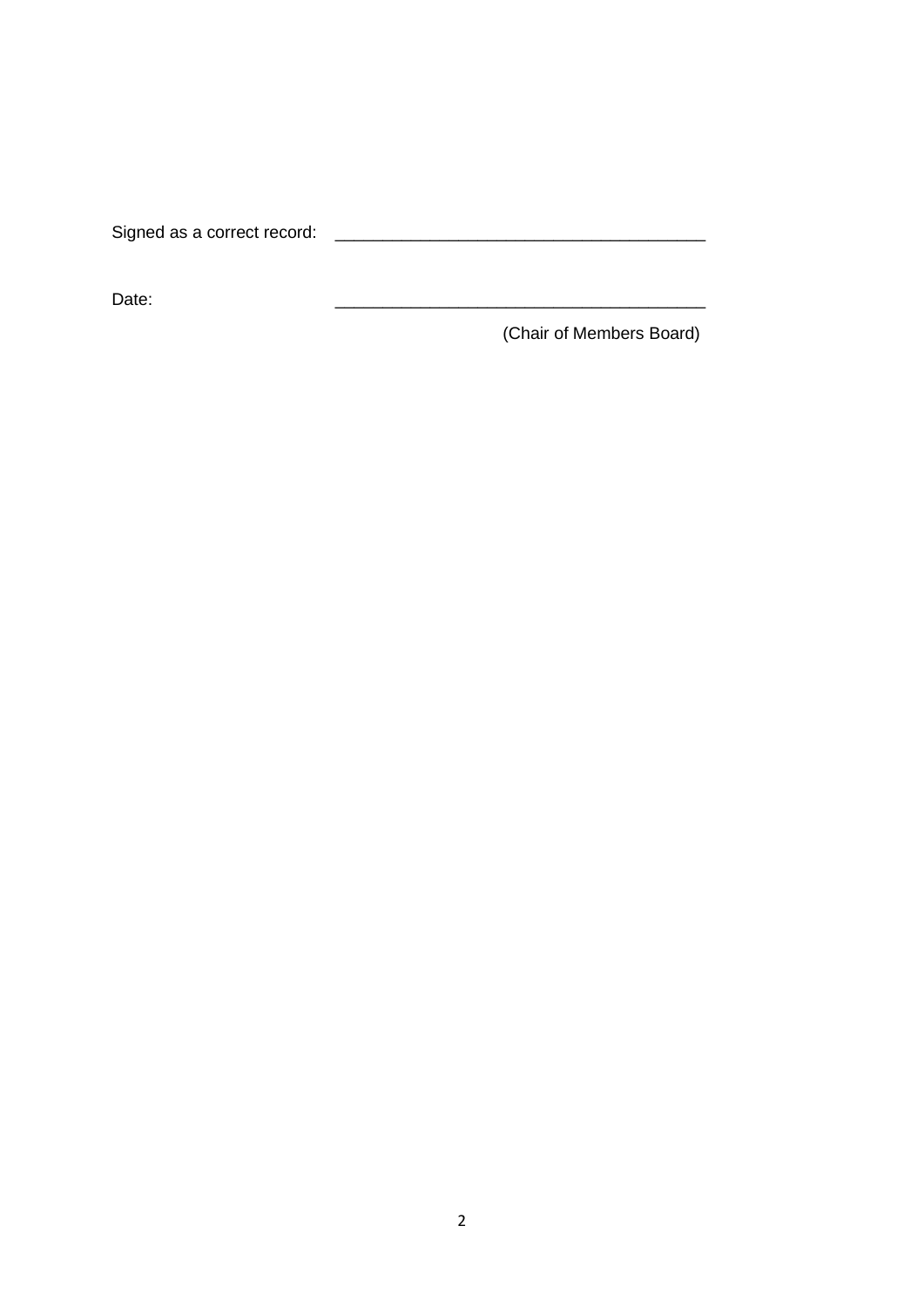Signed as a correct record: _______________________________________

Date: _______________________________________

(Chair of Members Board)